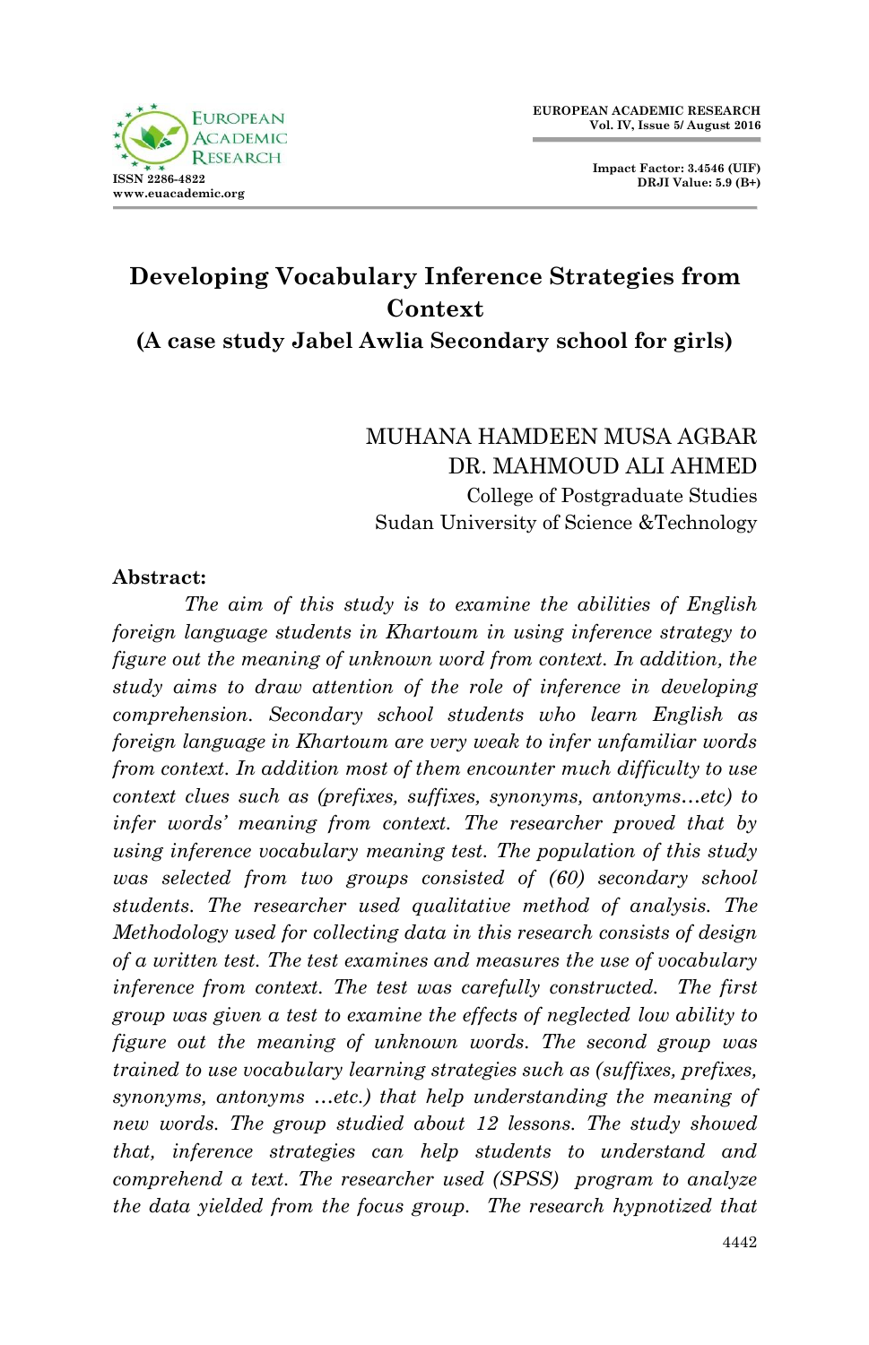# Developing Vocabulary Inference Strategies from Context
## (A case study Jabel Awlia Secondary school for girls)

MUHANA HAMDEEN MUSA AGBAR
DR. MAHMOUD ALI AHMED
College of Postgraduate Studies
Sudan University of Science &Technology

**Abstract:**

*The aim of this study is to examine the abilities of English foreign language students in Khartoum in using inference strategy to figure out the meaning of unknown word from context. In addition, the study aims to draw attention of the role of inference in developing comprehension. Secondary school students who learn English as foreign language in Khartoum are very weak to infer unfamiliar words from context. In addition most of them encounter much difficulty to use context clues such as (prefixes, suffixes, synonyms, antonyms…etc) to infer words' meaning from context. The researcher proved that by using inference vocabulary meaning test. The population of this study was selected from two groups consisted of (60) secondary school students. The researcher used qualitative method of analysis. The Methodology used for collecting data in this research consists of design of a written test. The test examines and measures the use of vocabulary inference from context. The test was carefully constructed. The first group was given a test to examine the effects of neglected low ability to figure out the meaning of unknown words. The second group was trained to use vocabulary learning strategies such as (suffixes, prefixes, synonyms, antonyms …etc.) that help understanding the meaning of new words. The group studied about 12 lessons. The study showed that, inference strategies can help students to understand and comprehend a text. The researcher used (SPSS) program to analyze the data yielded from the focus group. The research hypnotized that*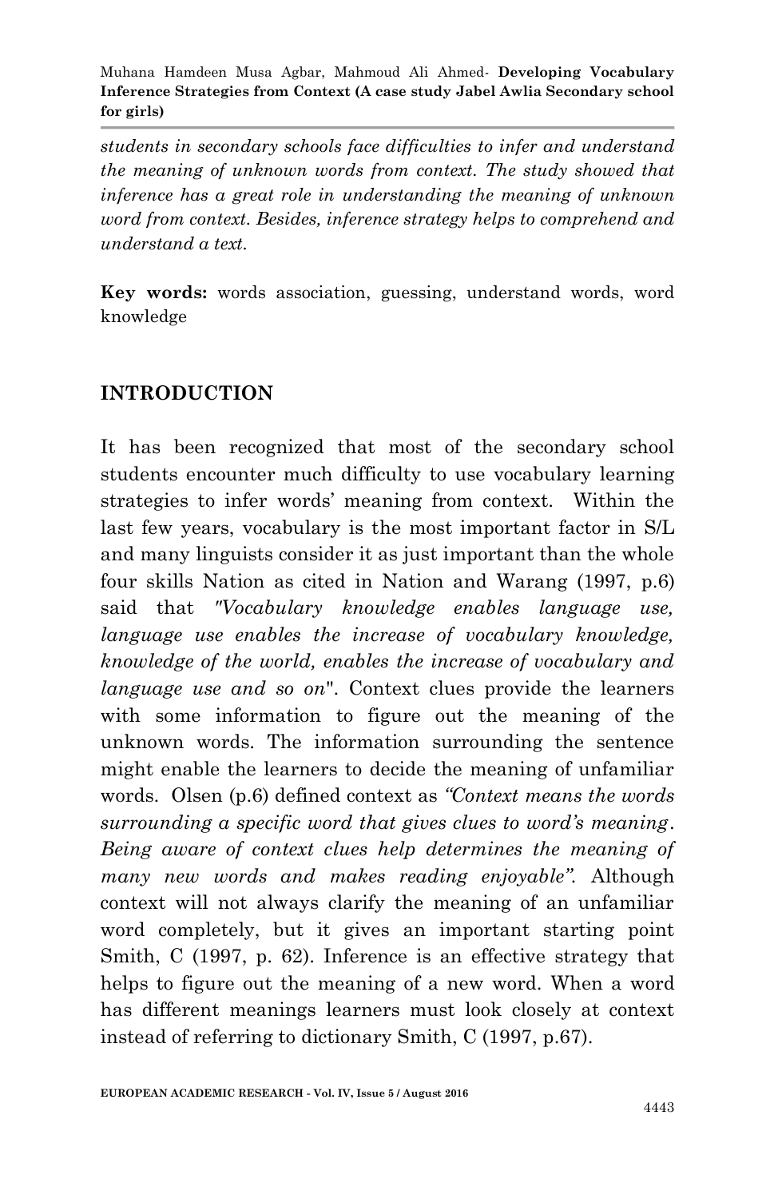*students in secondary schools face difficulties to infer and understand the meaning of unknown words from context. The study showed that inference has a great role in understanding the meaning of unknown word from context. Besides, inference strategy helps to comprehend and understand a text.*

**Key words:** words association, guessing, understand words, word knowledge

## INTRODUCTION

It has been recognized that most of the secondary school students encounter much difficulty to use vocabulary learning strategies to infer words' meaning from context. Within the last few years, vocabulary is the most important factor in S/L and many linguists consider it as just important than the whole four skills Nation as cited in Nation and Warang (1997, p.6) said that *"Vocabulary knowledge enables language use, language use enables the increase of vocabulary knowledge, knowledge of the world, enables the increase of vocabulary and language use and so on*". Context clues provide the learners with some information to figure out the meaning of the unknown words. The information surrounding the sentence might enable the learners to decide the meaning of unfamiliar words. Olsen (p.6) defined context as *"Context means the words surrounding a specific word that gives clues to word's meaning. Being aware of context clues help determines the meaning of many new words and makes reading enjoyable".* Although context will not always clarify the meaning of an unfamiliar word completely, but it gives an important starting point Smith, C (1997, p. 62). Inference is an effective strategy that helps to figure out the meaning of a new word. When a word has different meanings learners must look closely at context instead of referring to dictionary Smith, C (1997, p.67).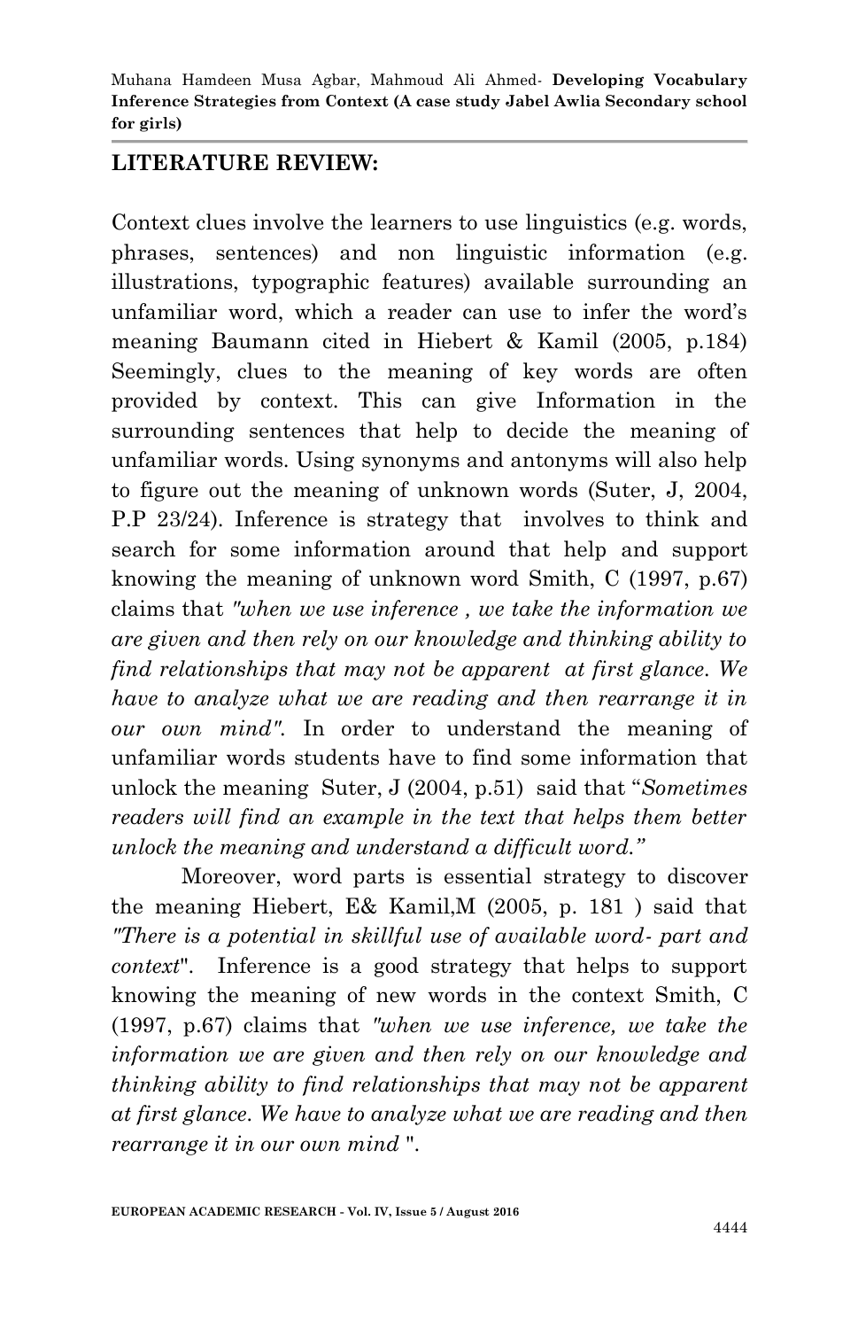## LITERATURE REVIEW:

Context clues involve the learners to use linguistics (e.g. words, phrases, sentences) and non linguistic information (e.g. illustrations, typographic features) available surrounding an unfamiliar word, which a reader can use to infer the word's meaning Baumann cited in Hiebert & Kamil (2005, p.184) Seemingly, clues to the meaning of key words are often provided by context. This can give Information in the surrounding sentences that help to decide the meaning of unfamiliar words. Using synonyms and antonyms will also help to figure out the meaning of unknown words (Suter, J, 2004, P.P 23/24). Inference is strategy that involves to think and search for some information around that help and support knowing the meaning of unknown word Smith, C (1997, p.67) claims that *"when we use inference , we take the information we are given and then rely on our knowledge and thinking ability to find relationships that may not be apparent at first glance. We have to analyze what we are reading and then rearrange it in our own mind".* In order to understand the meaning of unfamiliar words students have to find some information that unlock the meaning Suter, J (2004, p.51) said that "*Sometimes readers will find an example in the text that helps them better unlock the meaning and understand a difficult word."*

Moreover, word parts is essential strategy to discover the meaning Hiebert, E& Kamil,M (2005, p. 181 ) said that *"There is a potential in skillful use of available word- part and context*". Inference is a good strategy that helps to support knowing the meaning of new words in the context Smith, C (1997, p.67) claims that *"when we use inference, we take the information we are given and then rely on our knowledge and thinking ability to find relationships that may not be apparent at first glance. We have to analyze what we are reading and then rearrange it in our own mind* ".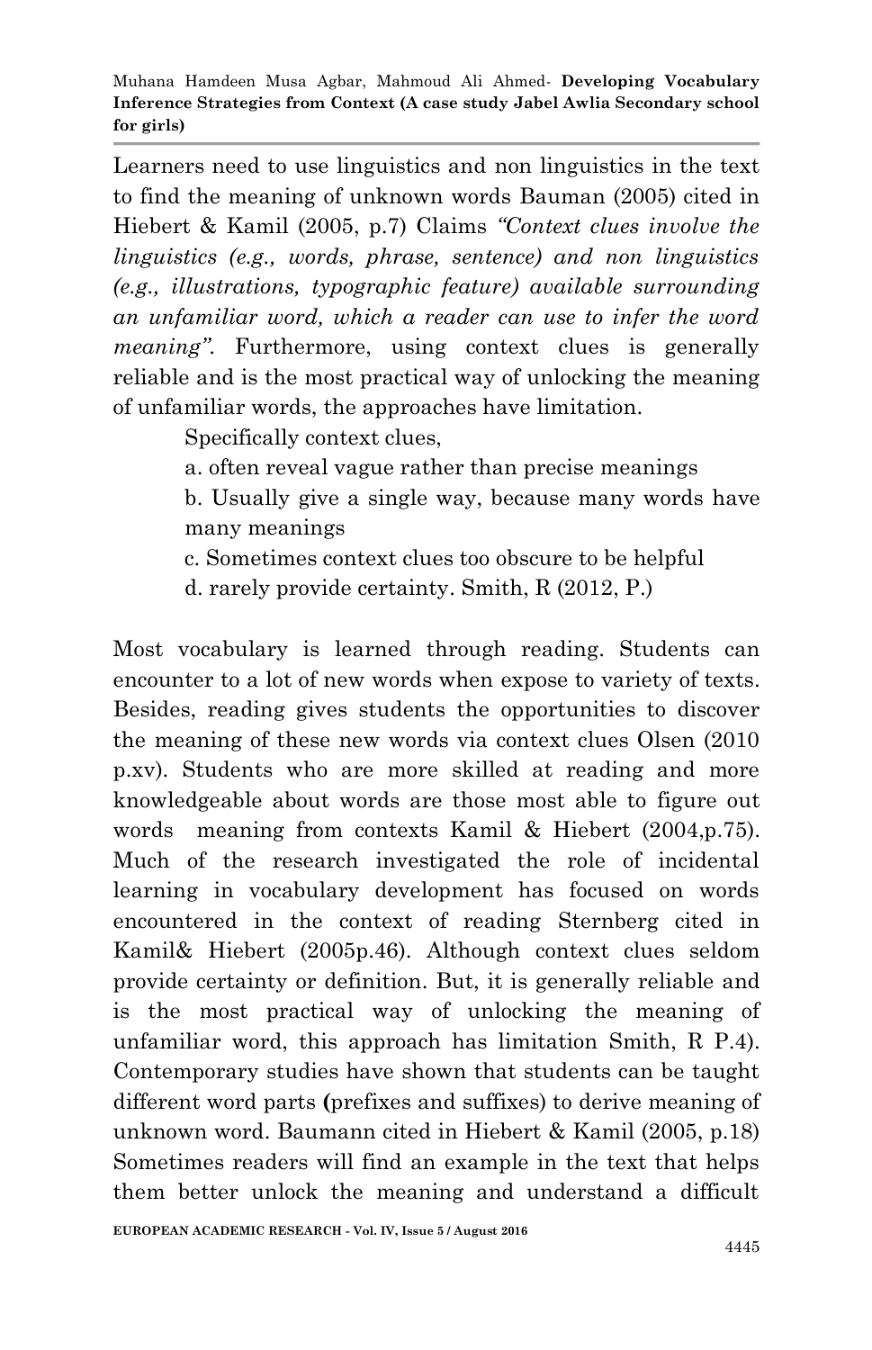Learners need to use linguistics and non linguistics in the text to find the meaning of unknown words Bauman (2005) cited in Hiebert & Kamil (2005, p.7) Claims *"Context clues involve the linguistics (e.g., words, phrase, sentence) and non linguistics (e.g., illustrations, typographic feature) available surrounding an unfamiliar word, which a reader can use to infer the word meaning".* Furthermore, using context clues is generally reliable and is the most practical way of unlocking the meaning of unfamiliar words, the approaches have limitation.

Specifically context clues,

a. often reveal vague rather than precise meanings

b. Usually give a single way, because many words have many meanings

c. Sometimes context clues too obscure to be helpful

d. rarely provide certainty. Smith, R (2012, P.)

Most vocabulary is learned through reading. Students can encounter to a lot of new words when expose to variety of texts. Besides, reading gives students the opportunities to discover the meaning of these new words via context clues Olsen (2010 p.xv). Students who are more skilled at reading and more knowledgeable about words are those most able to figure out words meaning from contexts Kamil & Hiebert (2004,p.75). Much of the research investigated the role of incidental learning in vocabulary development has focused on words encountered in the context of reading Sternberg cited in Kamil& Hiebert (2005p.46). Although context clues seldom provide certainty or definition. But, it is generally reliable and is the most practical way of unlocking the meaning of unfamiliar word, this approach has limitation Smith, R P.4). Contemporary studies have shown that students can be taught different word parts **(**prefixes and suffixes) to derive meaning of unknown word. Baumann cited in Hiebert & Kamil (2005, p.18) Sometimes readers will find an example in the text that helps them better unlock the meaning and understand a difficult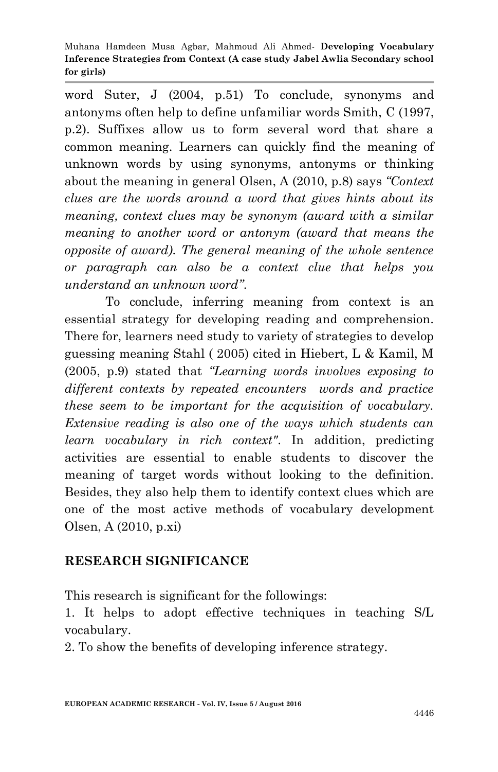word Suter, J (2004, p.51) To conclude, synonyms and antonyms often help to define unfamiliar words Smith, C (1997, p.2). Suffixes allow us to form several word that share a common meaning. Learners can quickly find the meaning of unknown words by using synonyms, antonyms or thinking about the meaning in general Olsen, A (2010, p.8) says *"Context clues are the words around a word that gives hints about its meaning, context clues may be synonym (award with a similar meaning to another word or antonym (award that means the opposite of award). The general meaning of the whole sentence or paragraph can also be a context clue that helps you understand an unknown word".*

To conclude, inferring meaning from context is an essential strategy for developing reading and comprehension. There for, learners need study to variety of strategies to develop guessing meaning Stahl ( 2005) cited in Hiebert, L & Kamil, M (2005, p.9) stated that *"Learning words involves exposing to different contexts by repeated encounters words and practice these seem to be important for the acquisition of vocabulary. Extensive reading is also one of the ways which students can learn vocabulary in rich context".* In addition, predicting activities are essential to enable students to discover the meaning of target words without looking to the definition. Besides, they also help them to identify context clues which are one of the most active methods of vocabulary development Olsen, A (2010, p.xi)

## RESEARCH SIGNIFICANCE

This research is significant for the followings:

1. It helps to adopt effective techniques in teaching S/L vocabulary.
2. To show the benefits of developing inference strategy.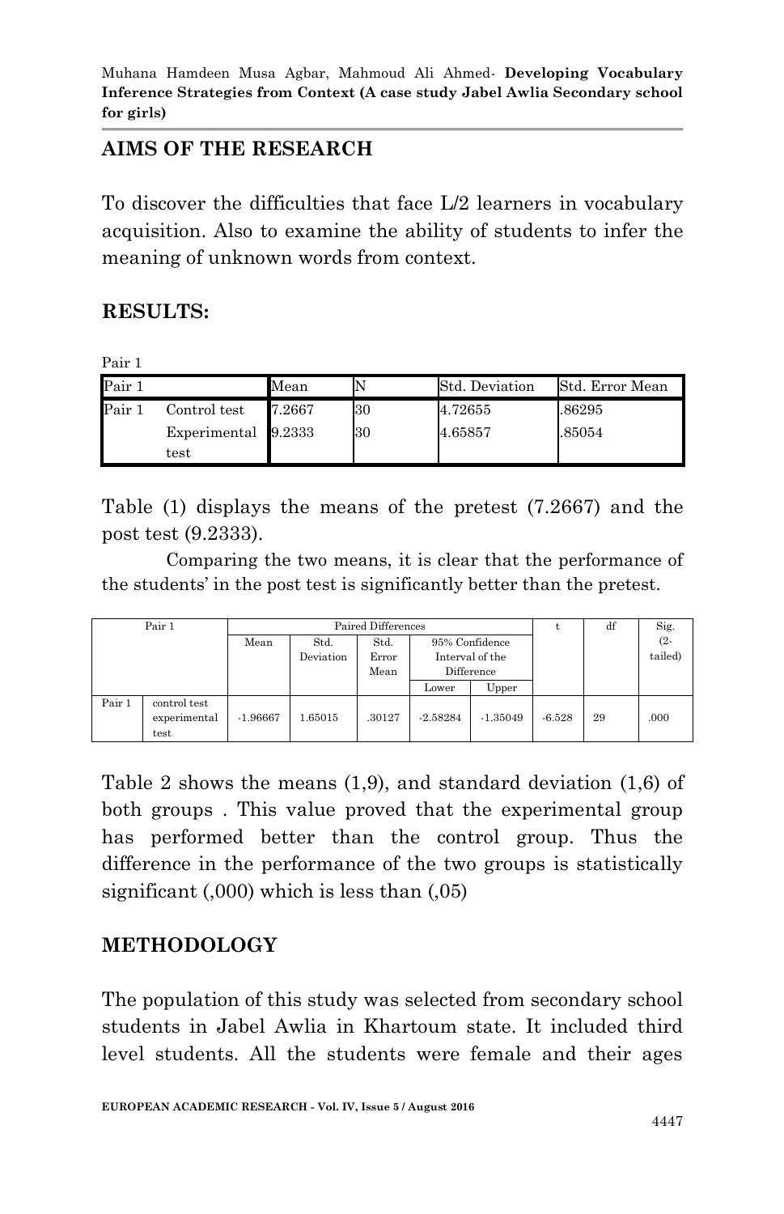## AIMS OF THE RESEARCH

To discover the difficulties that face L/2 learners in vocabulary acquisition. Also to examine the ability of students to infer the meaning of unknown words from context.

## RESULTS:

Pair 1

| Pair 1 | | Mean | N | Std. Deviation | Std. Error Mean |
|---|---|---|---|---|---|
| Pair 1 | Control test | 7.2667 | 30 | 4.72655 | .86295 |
| | Experimental test | 9.2333 | 30 | 4.65857 | .85054 |

Table (1) displays the means of the pretest (7.2667) and the post test (9.2333).

Comparing the two means, it is clear that the performance of the students' in the post test is significantly better than the pretest.

| Pair 1 | | Paired Differences | | | | | t | df | Sig. (2-tailed) |
|---|---|---|---|---|---|---|---|---|---|
| | | Mean | Std. Deviation | Std. Error Mean | 95% Confidence Interval of the Difference | | | | |
| | | | | | Lower | Upper | | | |
| Pair 1 | control test experimental test | -1.96667 | 1.65015 | .30127 | -2.58284 | -1.35049 | -6.528 | 29 | .000 |

Table 2 shows the means (1,9), and standard deviation (1,6) of both groups . This value proved that the experimental group has performed better than the control group. Thus the difference in the performance of the two groups is statistically significant (,000) which is less than (,05)

## METHODOLOGY

The population of this study was selected from secondary school students in Jabel Awlia in Khartoum state. It included third level students. All the students were female and their ages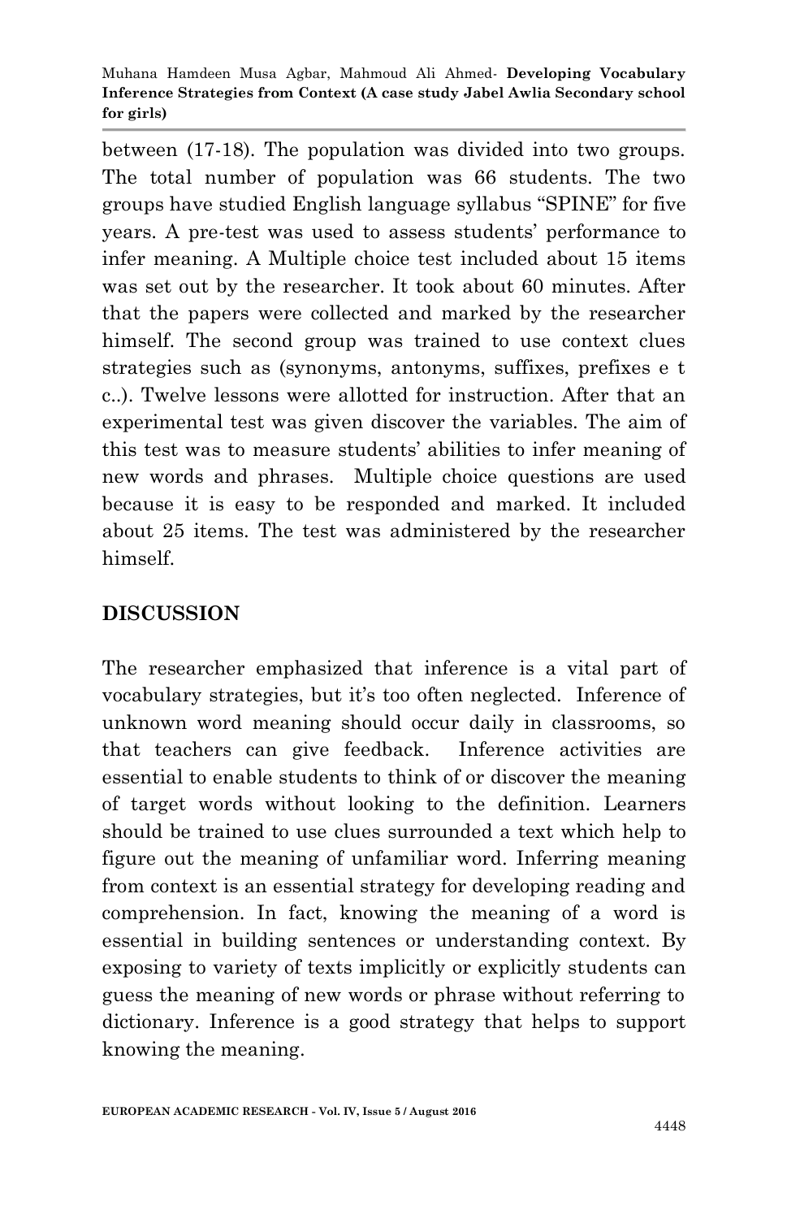between (17-18). The population was divided into two groups. The total number of population was 66 students. The two groups have studied English language syllabus "SPINE" for five years. A pre-test was used to assess students' performance to infer meaning. A Multiple choice test included about 15 items was set out by the researcher. It took about 60 minutes. After that the papers were collected and marked by the researcher himself. The second group was trained to use context clues strategies such as (synonyms, antonyms, suffixes, prefixes e t c..). Twelve lessons were allotted for instruction. After that an experimental test was given discover the variables. The aim of this test was to measure students' abilities to infer meaning of new words and phrases. Multiple choice questions are used because it is easy to be responded and marked. It included about 25 items. The test was administered by the researcher himself.

## DISCUSSION

The researcher emphasized that inference is a vital part of vocabulary strategies, but it's too often neglected. Inference of unknown word meaning should occur daily in classrooms, so that teachers can give feedback. Inference activities are essential to enable students to think of or discover the meaning of target words without looking to the definition. Learners should be trained to use clues surrounded a text which help to figure out the meaning of unfamiliar word. Inferring meaning from context is an essential strategy for developing reading and comprehension. In fact, knowing the meaning of a word is essential in building sentences or understanding context. By exposing to variety of texts implicitly or explicitly students can guess the meaning of new words or phrase without referring to dictionary. Inference is a good strategy that helps to support knowing the meaning.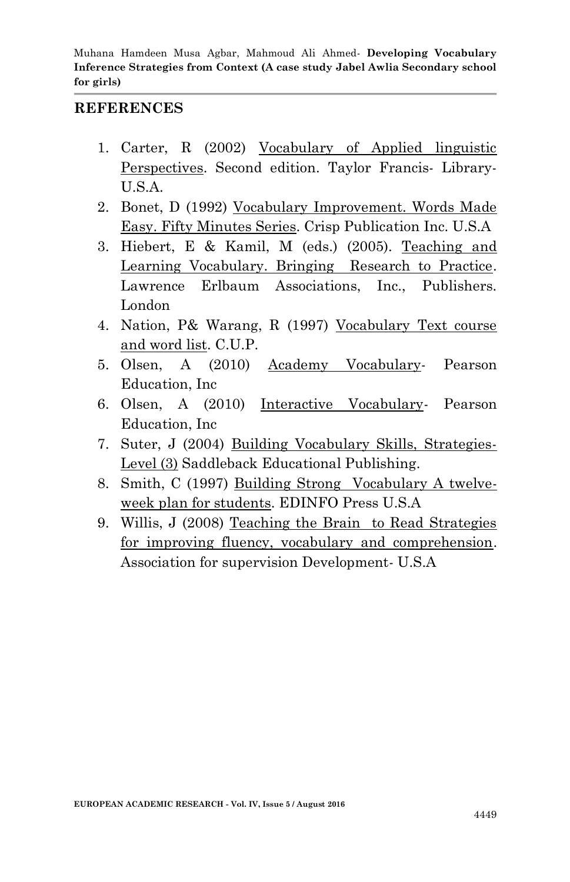## REFERENCES

1. Carter, R (2002) Vocabulary of Applied linguistic Perspectives. Second edition. Taylor Francis- Library- U.S.A.
2. Bonet, D (1992) Vocabulary Improvement. Words Made Easy. Fifty Minutes Series. Crisp Publication Inc. U.S.A
3. Hiebert, E & Kamil, M (eds.) (2005). Teaching and Learning Vocabulary. Bringing Research to Practice. Lawrence Erlbaum Associations, Inc., Publishers. London
4. Nation, P& Warang, R (1997) Vocabulary Text course and word list. C.U.P.
5. Olsen, A (2010) Academy Vocabulary- Pearson Education, Inc
6. Olsen, A (2010) Interactive Vocabulary- Pearson Education, Inc
7. Suter, J (2004) Building Vocabulary Skills, Strategies- Level (3) Saddleback Educational Publishing.
8. Smith, C (1997) Building Strong Vocabulary A twelve-week plan for students. EDINFO Press U.S.A
9. Willis, J (2008) Teaching the Brain to Read Strategies for improving fluency, vocabulary and comprehension. Association for supervision Development- U.S.A